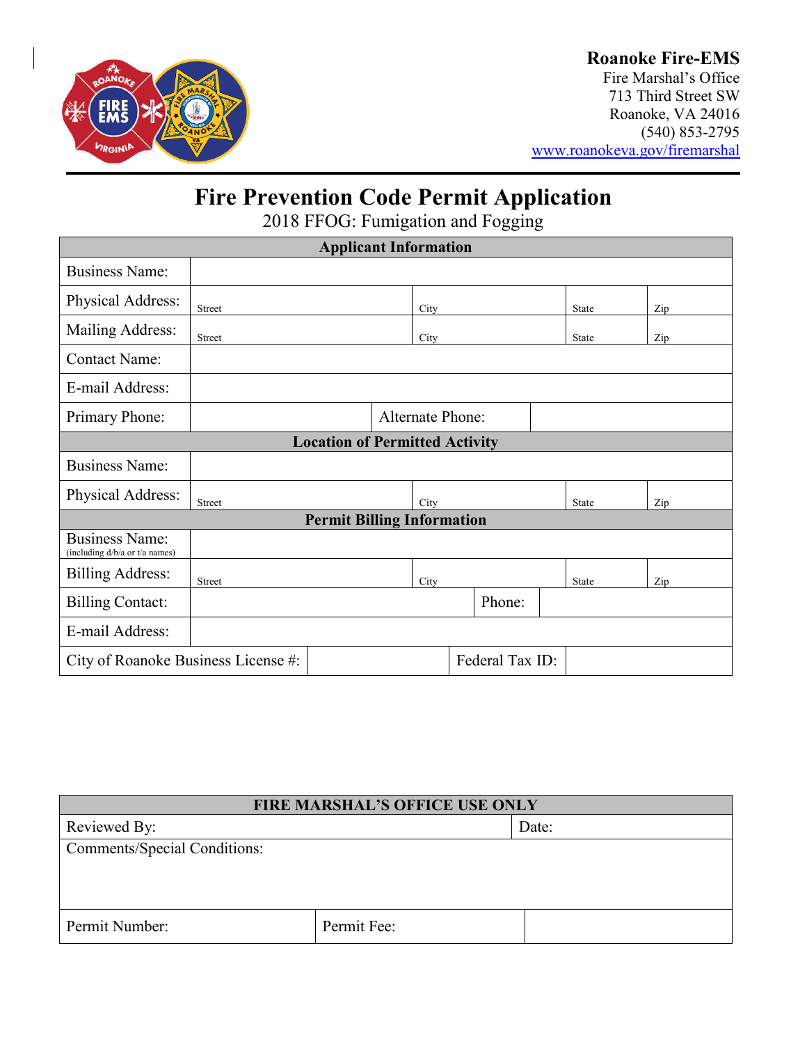**Roanoke Fire-EMS**
Fire Marshal's Office
713 Third Street SW
Roanoke, VA 24016
(540) 853-2795
www.roanokeva.gov/firemarshal

# Fire Prevention Code Permit Application

2018 FFOG: Fumigation and Fogging

| Applicant Information | | | | |
|---|---|---|---|---|
| Business Name: | | | | |
| Physical Address: | Street | City | State | Zip |
| Mailing Address: | Street | City | State | Zip |
| Contact Name: | | | | |
| E-mail Address: | | | | |
| Primary Phone: | | Alternate Phone: | | |
| **Location of Permitted Activity** | | | | |
| Business Name: | | | | |
| Physical Address: | Street | City | State | Zip |
| **Permit Billing Information** | | | | |
| Business Name: (including d/b/a or t/a names) | | | | |
| Billing Address: | Street | City | State | Zip |
| Billing Contact: | | Phone: | | |
| E-mail Address: | | | | |
| City of Roanoke Business License #: | | Federal Tax ID: | | |

| FIRE MARSHAL'S OFFICE USE ONLY | | |
|---|---|---|
| Reviewed By: | | Date: |
| Comments/Special Conditions: | | |
| Permit Number: | Permit Fee: | |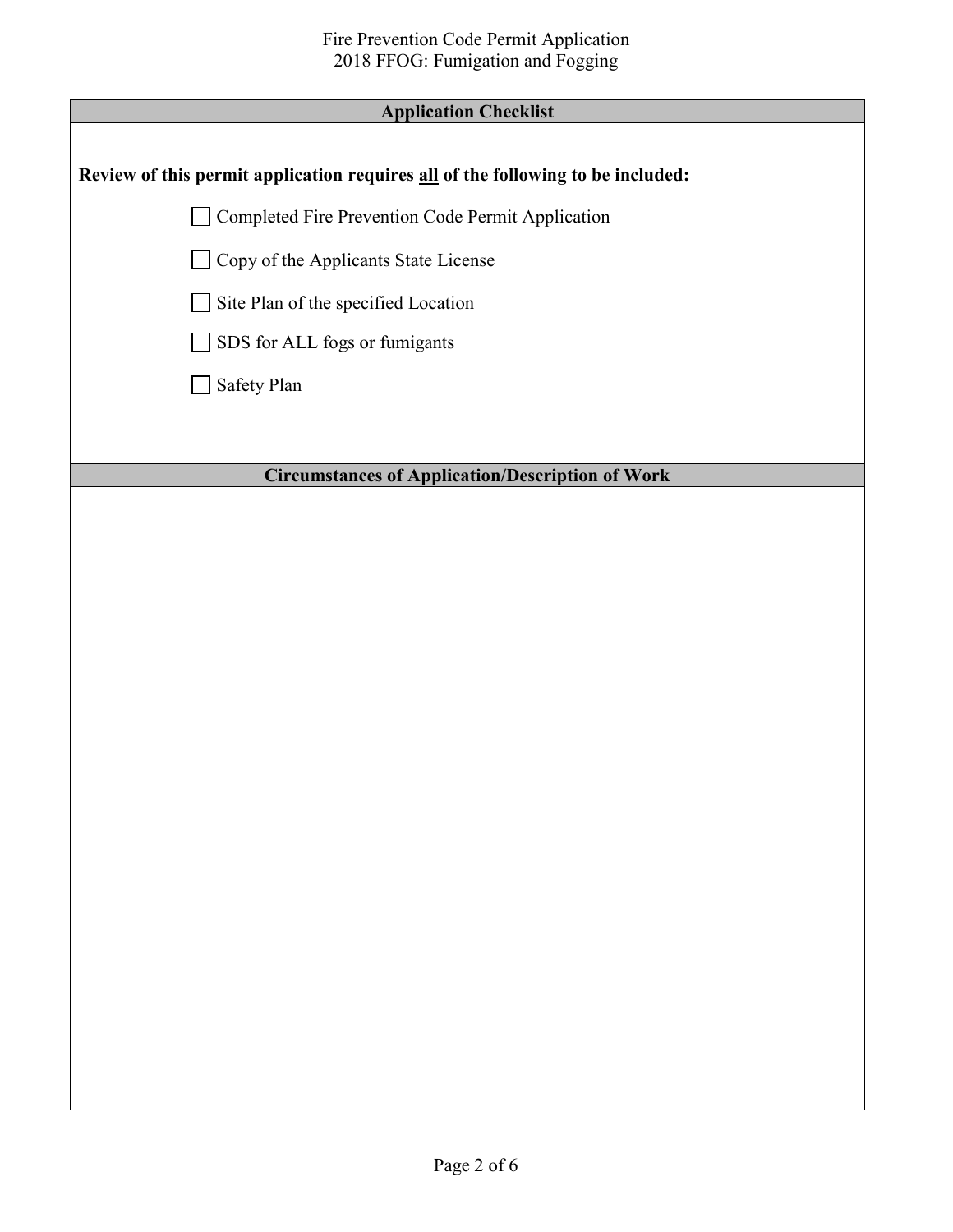## Application Checklist

**Review of this permit application requires all of the following to be included:**

- [ ] Completed Fire Prevention Code Permit Application
- [ ] Copy of the Applicants State License
- [ ] Site Plan of the specified Location
- [ ] SDS for ALL fogs or fumigants
- [ ] Safety Plan

## Circumstances of Application/Description of Work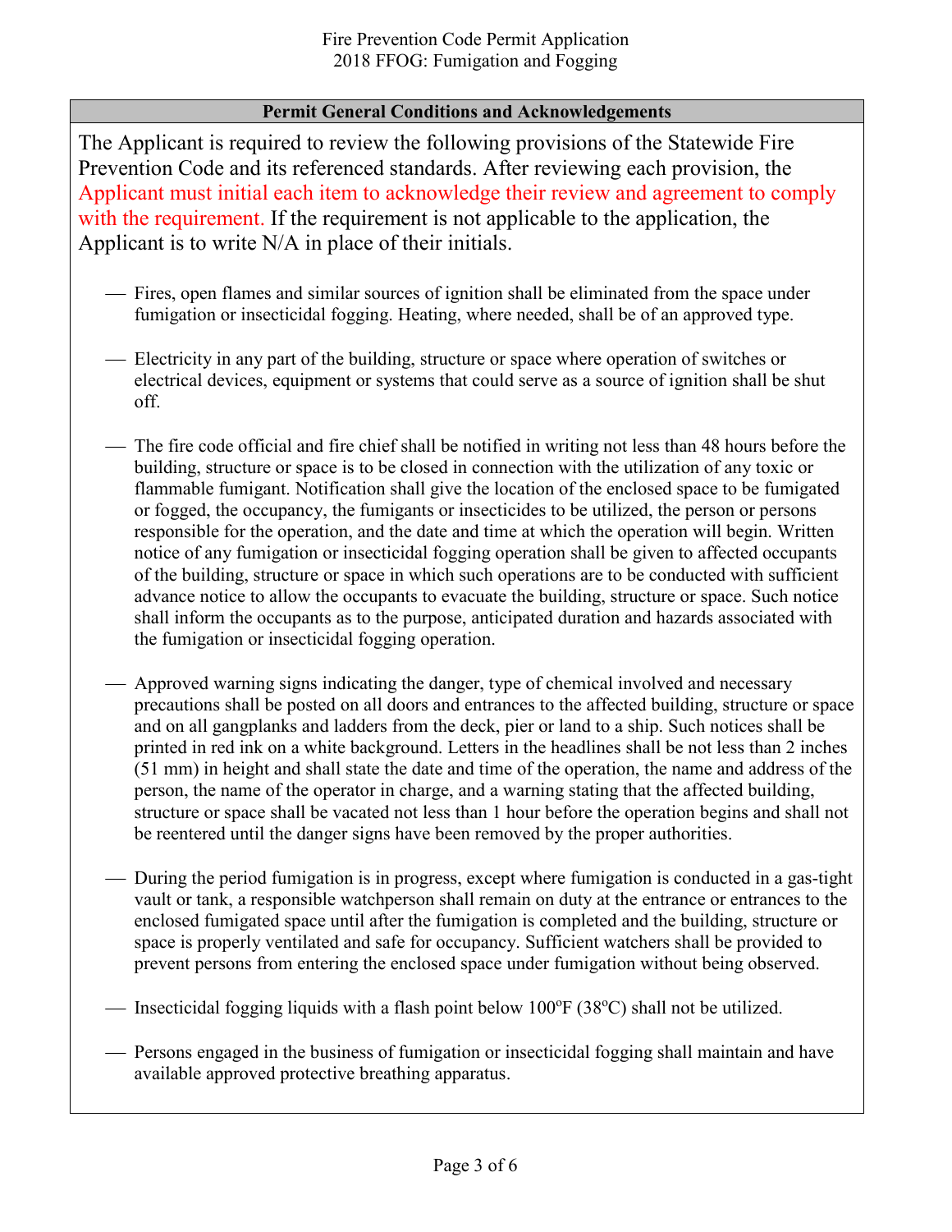Fire Prevention Code Permit Application
2018 FFOG: Fumigation and Fogging

## Permit General Conditions and Acknowledgements

The Applicant is required to review the following provisions of the Statewide Fire Prevention Code and its referenced standards. After reviewing each provision, the Applicant must initial each item to acknowledge their review and agreement to comply with the requirement. If the requirement is not applicable to the application, the Applicant is to write N/A in place of their initials.

- \_\_\_ Fires, open flames and similar sources of ignition shall be eliminated from the space under fumigation or insecticidal fogging. Heating, where needed, shall be of an approved type.

- \_\_\_ Electricity in any part of the building, structure or space where operation of switches or electrical devices, equipment or systems that could serve as a source of ignition shall be shut off.

- \_\_\_ The fire code official and fire chief shall be notified in writing not less than 48 hours before the building, structure or space is to be closed in connection with the utilization of any toxic or flammable fumigant. Notification shall give the location of the enclosed space to be fumigated or fogged, the occupancy, the fumigants or insecticides to be utilized, the person or persons responsible for the operation, and the date and time at which the operation will begin. Written notice of any fumigation or insecticidal fogging operation shall be given to affected occupants of the building, structure or space in which such operations are to be conducted with sufficient advance notice to allow the occupants to evacuate the building, structure or space. Such notice shall inform the occupants as to the purpose, anticipated duration and hazards associated with the fumigation or insecticidal fogging operation.

- \_\_\_ Approved warning signs indicating the danger, type of chemical involved and necessary precautions shall be posted on all doors and entrances to the affected building, structure or space and on all gangplanks and ladders from the deck, pier or land to a ship. Such notices shall be printed in red ink on a white background. Letters in the headlines shall be not less than 2 inches (51 mm) in height and shall state the date and time of the operation, the name and address of the person, the name of the operator in charge, and a warning stating that the affected building, structure or space shall be vacated not less than 1 hour before the operation begins and shall not be reentered until the danger signs have been removed by the proper authorities.

- \_\_\_ During the period fumigation is in progress, except where fumigation is conducted in a gas-tight vault or tank, a responsible watchperson shall remain on duty at the entrance or entrances to the enclosed fumigated space until after the fumigation is completed and the building, structure or space is properly ventilated and safe for occupancy. Sufficient watchers shall be provided to prevent persons from entering the enclosed space under fumigation without being observed.

- \_\_\_ Insecticidal fogging liquids with a flash point below 100°F (38°C) shall not be utilized.

- \_\_\_ Persons engaged in the business of fumigation or insecticidal fogging shall maintain and have available approved protective breathing apparatus.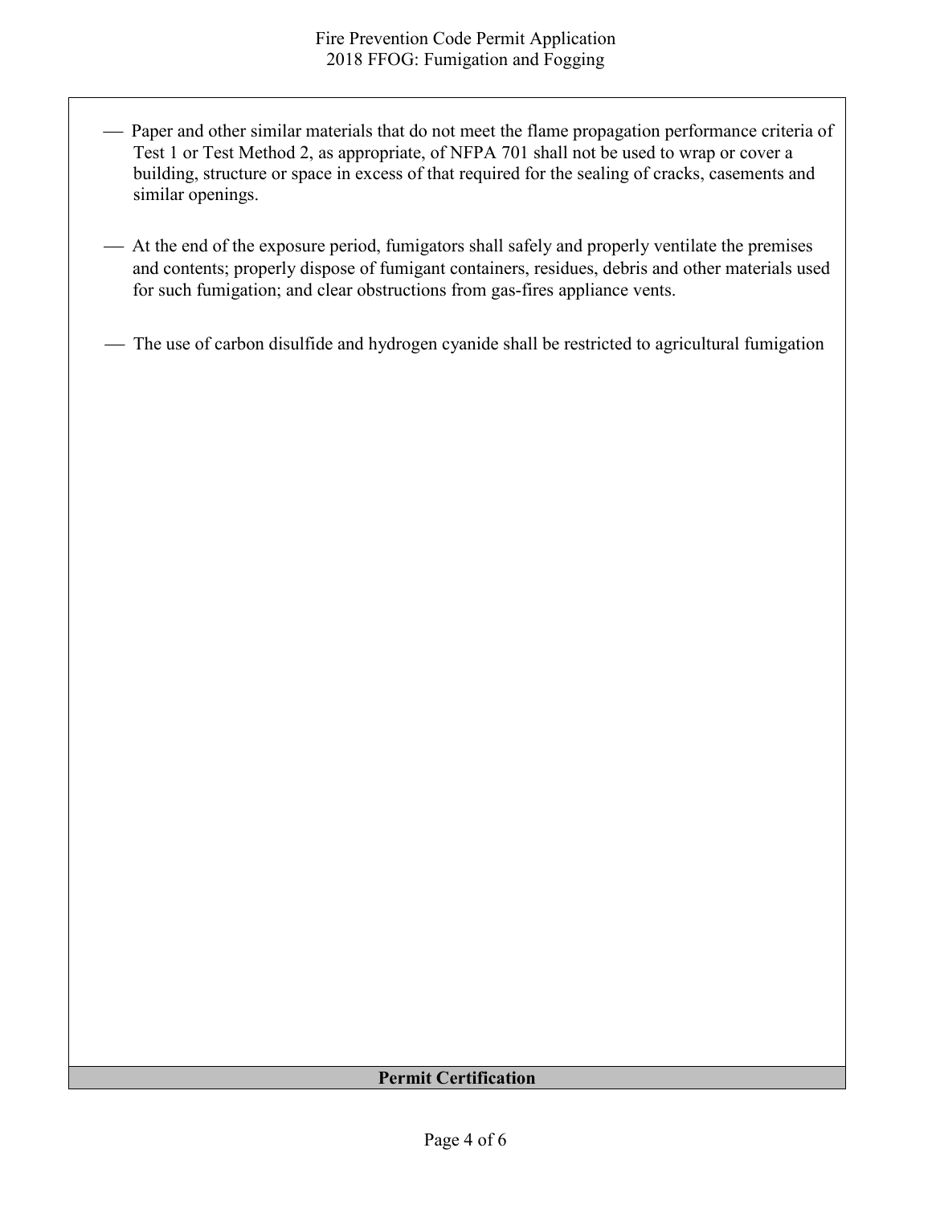- Paper and other similar materials that do not meet the flame propagation performance criteria of Test 1 or Test Method 2, as appropriate, of NFPA 701 shall not be used to wrap or cover a building, structure or space in excess of that required for the sealing of cracks, casements and similar openings.

- At the end of the exposure period, fumigators shall safely and properly ventilate the premises and contents; properly dispose of fumigant containers, residues, debris and other materials used for such fumigation; and clear obstructions from gas-fires appliance vents.

- The use of carbon disulfide and hydrogen cyanide shall be restricted to agricultural fumigation

## Permit Certification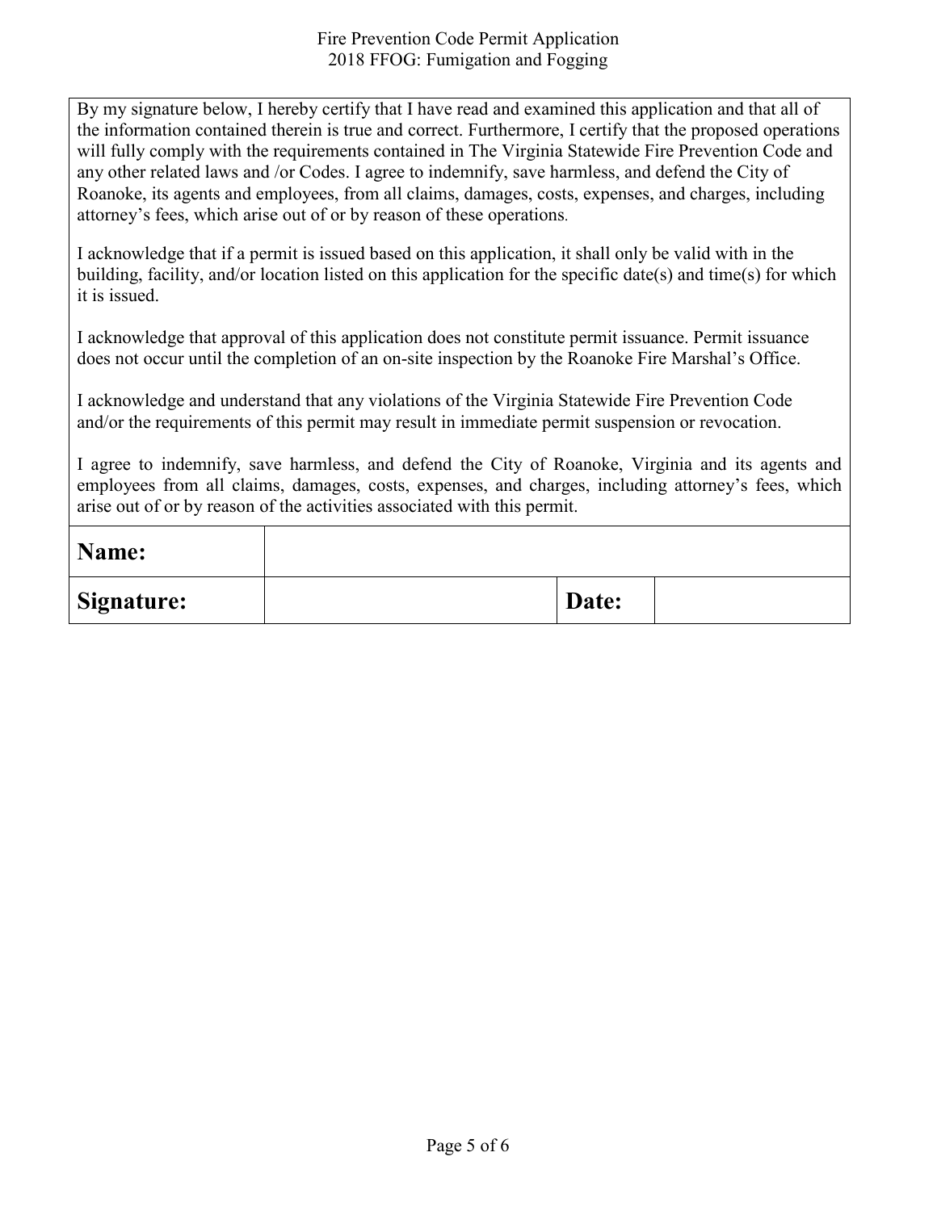By my signature below, I hereby certify that I have read and examined this application and that all of the information contained therein is true and correct. Furthermore, I certify that the proposed operations will fully comply with the requirements contained in The Virginia Statewide Fire Prevention Code and any other related laws and /or Codes. I agree to indemnify, save harmless, and defend the City of Roanoke, its agents and employees, from all claims, damages, costs, expenses, and charges, including attorney's fees, which arise out of or by reason of these operations.

I acknowledge that if a permit is issued based on this application, it shall only be valid with in the building, facility, and/or location listed on this application for the specific date(s) and time(s) for which it is issued.

I acknowledge that approval of this application does not constitute permit issuance. Permit issuance does not occur until the completion of an on-site inspection by the Roanoke Fire Marshal's Office.

I acknowledge and understand that any violations of the Virginia Statewide Fire Prevention Code and/or the requirements of this permit may result in immediate permit suspension or revocation.

I agree to indemnify, save harmless, and defend the City of Roanoke, Virginia and its agents and employees from all claims, damages, costs, expenses, and charges, including attorney's fees, which arise out of or by reason of the activities associated with this permit.

| **Name:** | | | |
|---|---|---|---|
| **Signature:** | | **Date:** | |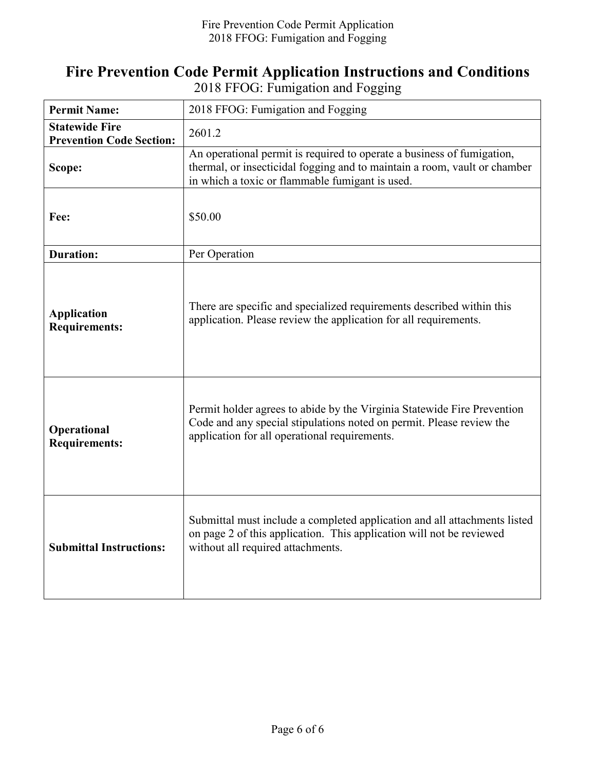# Fire Prevention Code Permit Application Instructions and Conditions

2018 FFOG: Fumigation and Fogging

| | |
|---|---|
| **Permit Name:** | 2018 FFOG: Fumigation and Fogging |
| **Statewide Fire Prevention Code Section:** | 2601.2 |
| **Scope:** | An operational permit is required to operate a business of fumigation, thermal, or insecticidal fogging and to maintain a room, vault or chamber in which a toxic or flammable fumigant is used. |
| **Fee:** | $50.00 |
| **Duration:** | Per Operation |
| **Application Requirements:** | There are specific and specialized requirements described within this application. Please review the application for all requirements. |
| **Operational Requirements:** | Permit holder agrees to abide by the Virginia Statewide Fire Prevention Code and any special stipulations noted on permit. Please review the application for all operational requirements. |
| **Submittal Instructions:** | Submittal must include a completed application and all attachments listed on page 2 of this application. This application will not be reviewed without all required attachments. |